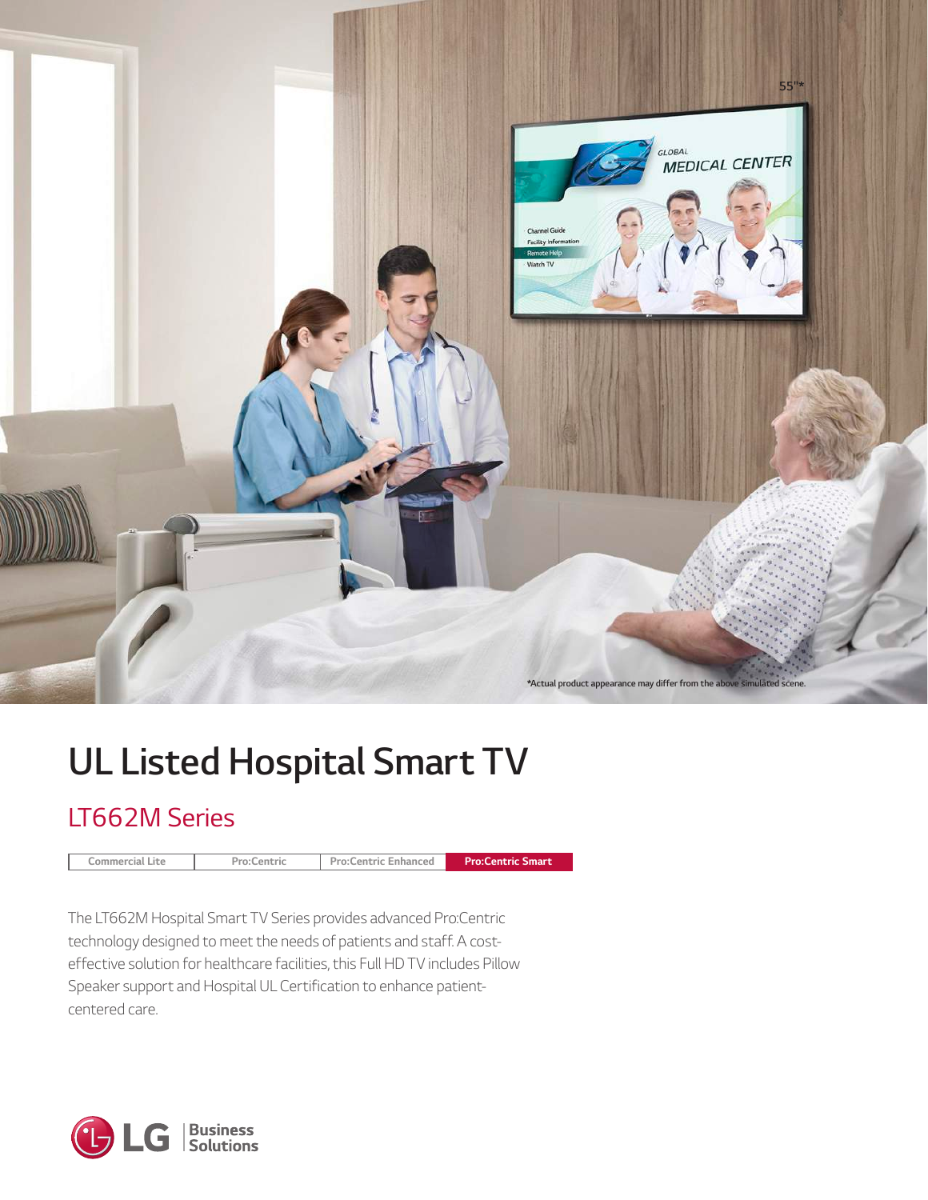*Actual product appearance may differ from the above simulated scene.

# UL Listed Hospital Smart TV

## LT662M Series

| Commercial Lite | Pro:Centric | Pro:Centric Enhanced | **Pro:Centric Smart** |
|---|---|---|---|

The LT662M Hospital Smart TV Series provides advanced Pro:Centric technology designed to meet the needs of patients and staff. A cost-effective solution for healthcare facilities, this Full HD TV includes Pillow Speaker support and Hospital UL Certification to enhance patient-centered care.

LG | Business Solutions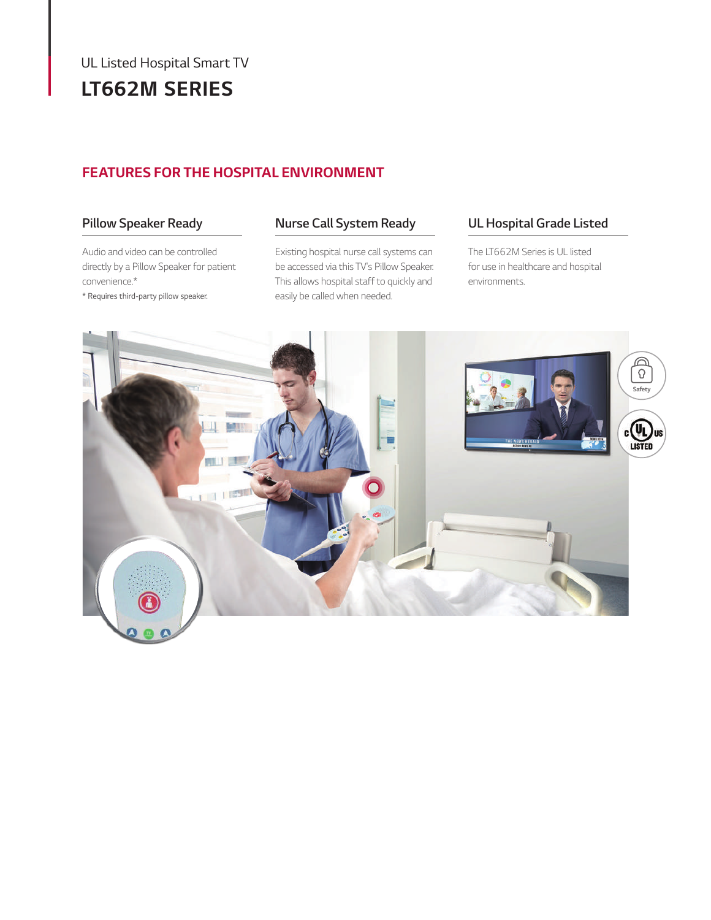UL Listed Hospital Smart TV

# LT662M SERIES

## FEATURES FOR THE HOSPITAL ENVIRONMENT

### Pillow Speaker Ready

Audio and video can be controlled directly by a Pillow Speaker for patient convenience.*

* Requires third-party pillow speaker.

### Nurse Call System Ready

Existing hospital nurse call systems can be accessed via this TV's Pillow Speaker. This allows hospital staff to quickly and easily be called when needed.

### UL Hospital Grade Listed

The LT662M Series is UL listed for use in healthcare and hospital environments.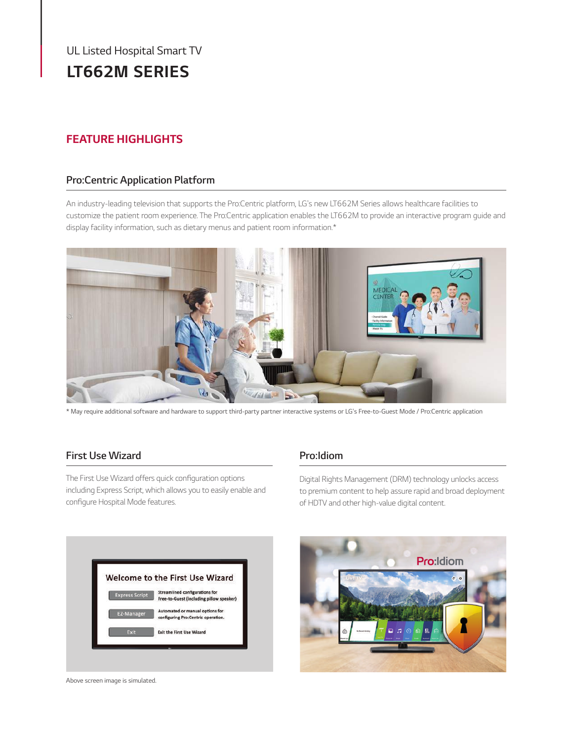UL Listed Hospital Smart TV

# LT662M SERIES

## FEATURE HIGHLIGHTS

### Pro:Centric Application Platform

An industry-leading television that supports the Pro:Centric platform, LG's new LT662M Series allows healthcare facilities to customize the patient room experience. The Pro:Centric application enables the LT662M to provide an interactive program guide and display facility information, such as dietary menus and patient room information.*

* May require additional software and hardware to support third-party partner interactive systems or LG's Free-to-Guest Mode / Pro:Centric application

### First Use Wizard

The First Use Wizard offers quick configuration options including Express Script, which allows you to easily enable and configure Hospital Mode features.

Above screen image is simulated.

### Pro:Idiom

Digital Rights Management (DRM) technology unlocks access to premium content to help assure rapid and broad deployment of HDTV and other high-value digital content.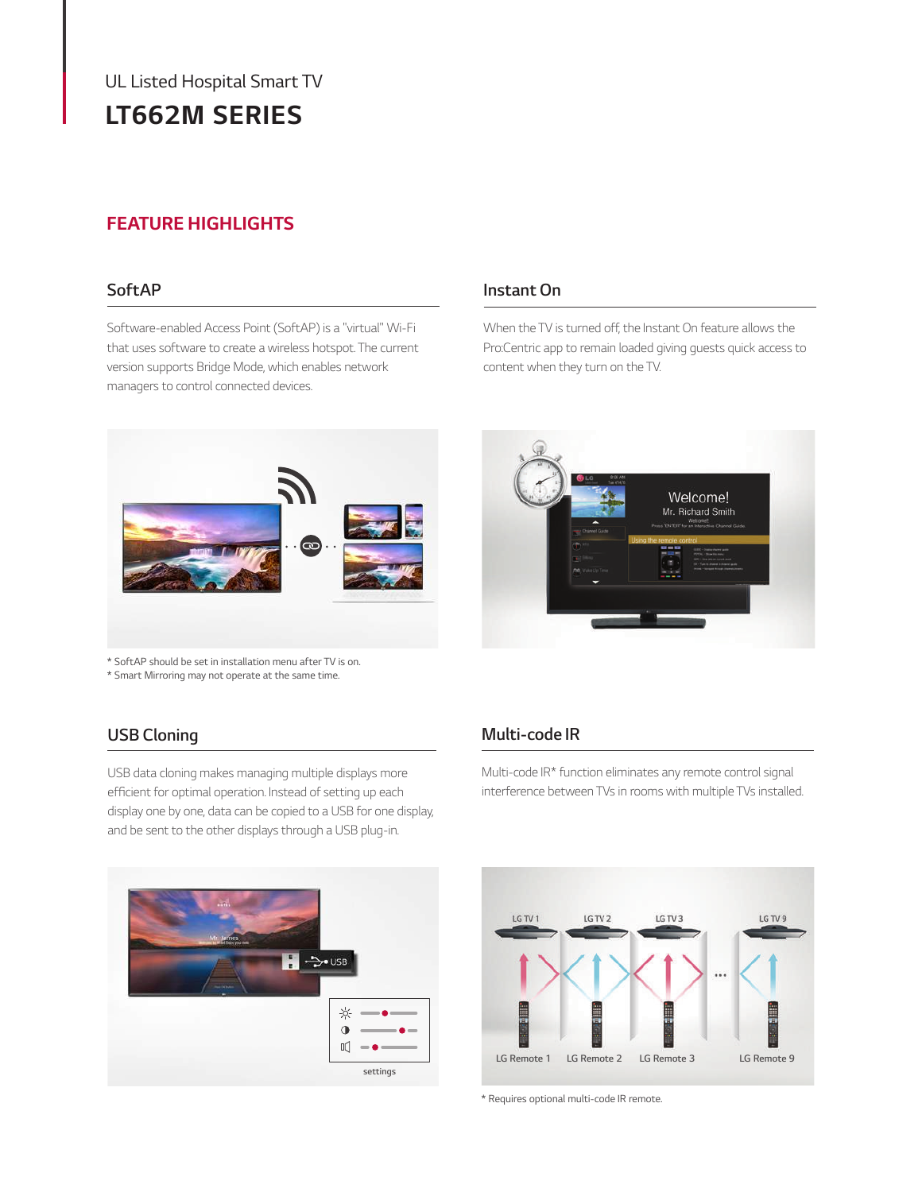UL Listed Hospital Smart TV

# LT662M SERIES

## FEATURE HIGHLIGHTS

### SoftAP

Software-enabled Access Point (SoftAP) is a "virtual" Wi-Fi that uses software to create a wireless hotspot. The current version supports Bridge Mode, which enables network managers to control connected devices.

* SoftAP should be set in installation menu after TV is on.
* Smart Mirroring may not operate at the same time.

### Instant On

When the TV is turned off, the Instant On feature allows the Pro:Centric app to remain loaded giving guests quick access to content when they turn on the TV.

### USB Cloning

USB data cloning makes managing multiple displays more efficient for optimal operation. Instead of setting up each display one by one, data can be copied to a USB for one display, and be sent to the other displays through a USB plug-in.

### Multi-code IR

Multi-code IR* function eliminates any remote control signal interference between TVs in rooms with multiple TVs installed.

* Requires optional multi-code IR remote.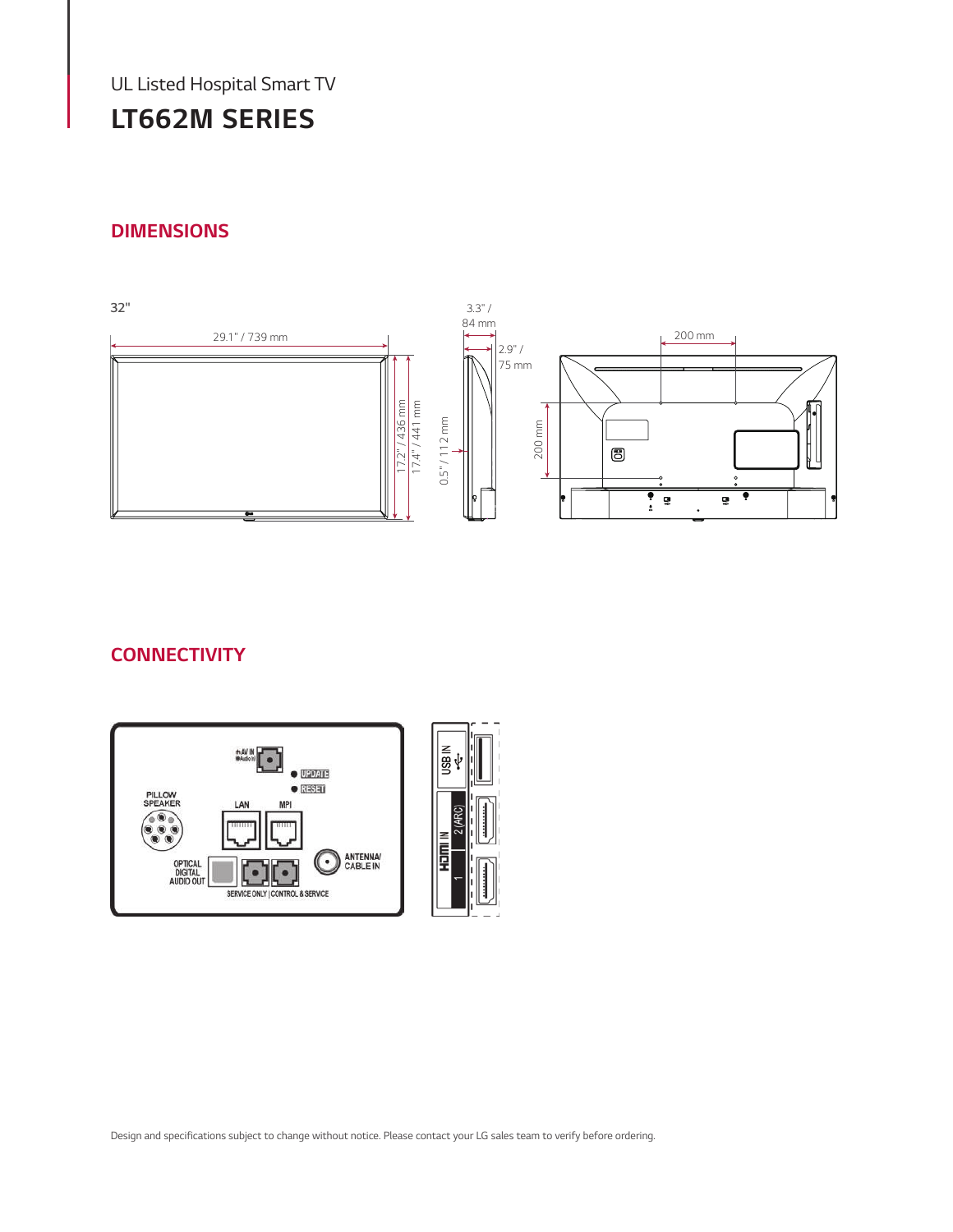UL Listed Hospital Smart TV

# LT662M SERIES

## DIMENSIONS

32"

29.1" / 739 mm

17.2" / 436 mm

17.4" / 441 mm

3.3" / 84 mm

2.9" / 75 mm

0.5" / 112 mm

200 mm

200 mm

## CONNECTIVITY

AV IN / Audio In

UPDATE

RESET

PILLOW SPEAKER

LAN

MPI

OPTICAL DIGITAL AUDIO OUT

SERVICE ONLY | CONTROL & SERVICE

ANTENNA/ CABLE IN

USB IN

HDMI IN 2 (ARC) 1

Design and specifications subject to change without notice. Please contact your LG sales team to verify before ordering.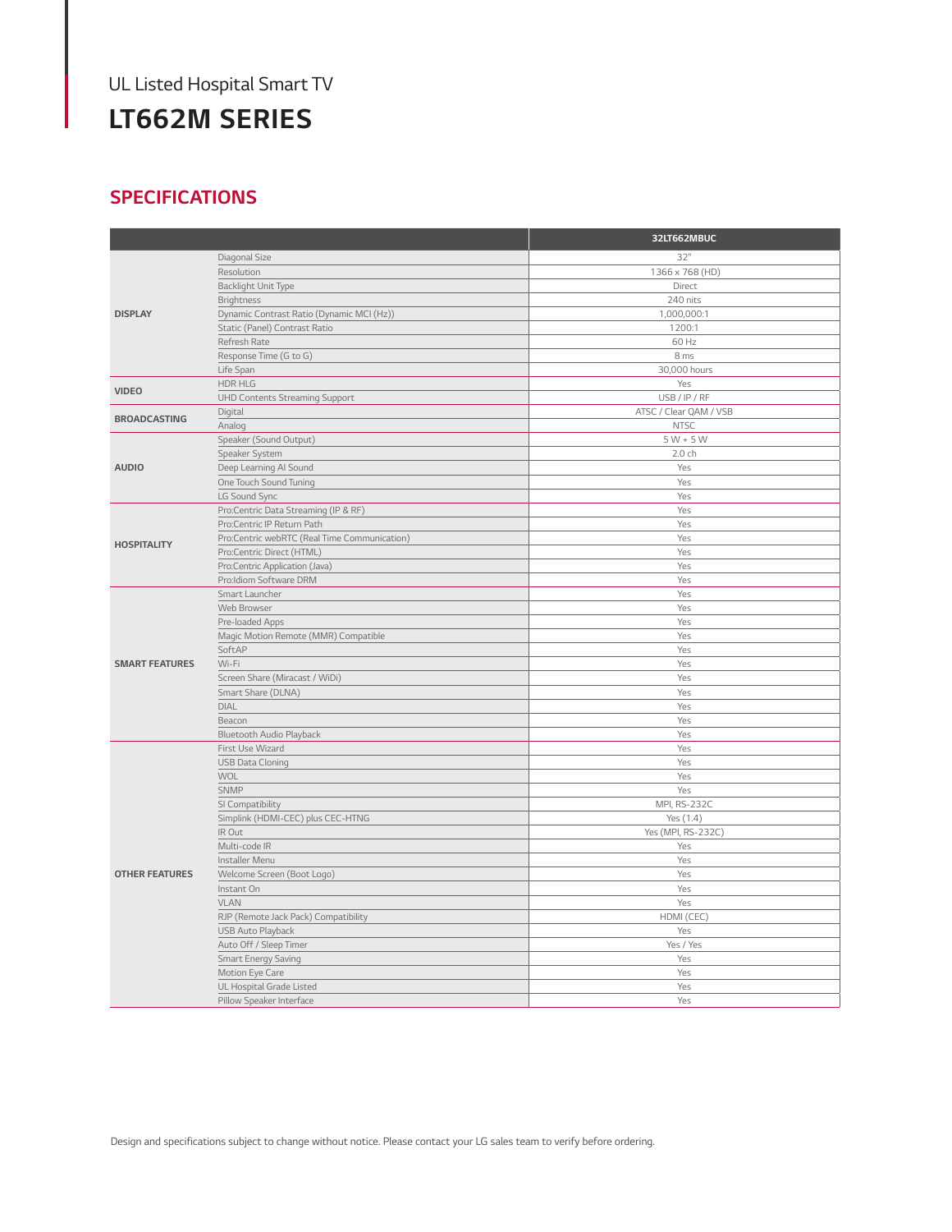UL Listed Hospital Smart TV

# LT662M SERIES

## SPECIFICATIONS

| | | 32LT662MBUC |
|---|---|---|
| DISPLAY | Diagonal Size | 32" |
| | Resolution | 1366 x 768 (HD) |
| | Backlight Unit Type | Direct |
| | Brightness | 240 nits |
| | Dynamic Contrast Ratio (Dynamic MCI (Hz)) | 1,000,000:1 |
| | Static (Panel) Contrast Ratio | 1200:1 |
| | Refresh Rate | 60 Hz |
| | Response Time (G to G) | 8 ms |
| | Life Span | 30,000 hours |
| VIDEO | HDR HLG | Yes |
| | UHD Contents Streaming Support | USB / IP / RF |
| BROADCASTING | Digital | ATSC / Clear QAM / VSB |
| | Analog | NTSC |
| AUDIO | Speaker (Sound Output) | 5 W + 5 W |
| | Speaker System | 2.0 ch |
| | Deep Learning AI Sound | Yes |
| | One Touch Sound Tuning | Yes |
| | LG Sound Sync | Yes |
| HOSPITALITY | Pro:Centric Data Streaming (IP & RF) | Yes |
| | Pro:Centric IP Return Path | Yes |
| | Pro:Centric webRTC (Real Time Communication) | Yes |
| | Pro:Centric Direct (HTML) | Yes |
| | Pro:Centric Application (Java) | Yes |
| | Pro:Idiom Software DRM | Yes |
| SMART FEATURES | Smart Launcher | Yes |
| | Web Browser | Yes |
| | Pre-loaded Apps | Yes |
| | Magic Motion Remote (MMR) Compatible | Yes |
| | SoftAP | Yes |
| | Wi-Fi | Yes |
| | Screen Share (Miracast / WiDi) | Yes |
| | Smart Share (DLNA) | Yes |
| | DIAL | Yes |
| | Beacon | Yes |
| | Bluetooth Audio Playback | Yes |
| OTHER FEATURES | First Use Wizard | Yes |
| | USB Data Cloning | Yes |
| | WOL | Yes |
| | SNMP | Yes |
| | SI Compatibility | MPI, RS-232C |
| | Simplink (HDMI-CEC) plus CEC-HTNG | Yes (1.4) |
| | IR Out | Yes (MPI, RS-232C) |
| | Multi-code IR | Yes |
| | Installer Menu | Yes |
| | Welcome Screen (Boot Logo) | Yes |
| | Instant On | Yes |
| | VLAN | Yes |
| | RJP (Remote Jack Pack) Compatibility | HDMI (CEC) |
| | USB Auto Playback | Yes |
| | Auto Off / Sleep Timer | Yes / Yes |
| | Smart Energy Saving | Yes |
| | Motion Eye Care | Yes |
| | UL Hospital Grade Listed | Yes |
| | Pillow Speaker Interface | Yes |

Design and specifications subject to change without notice. Please contact your LG sales team to verify before ordering.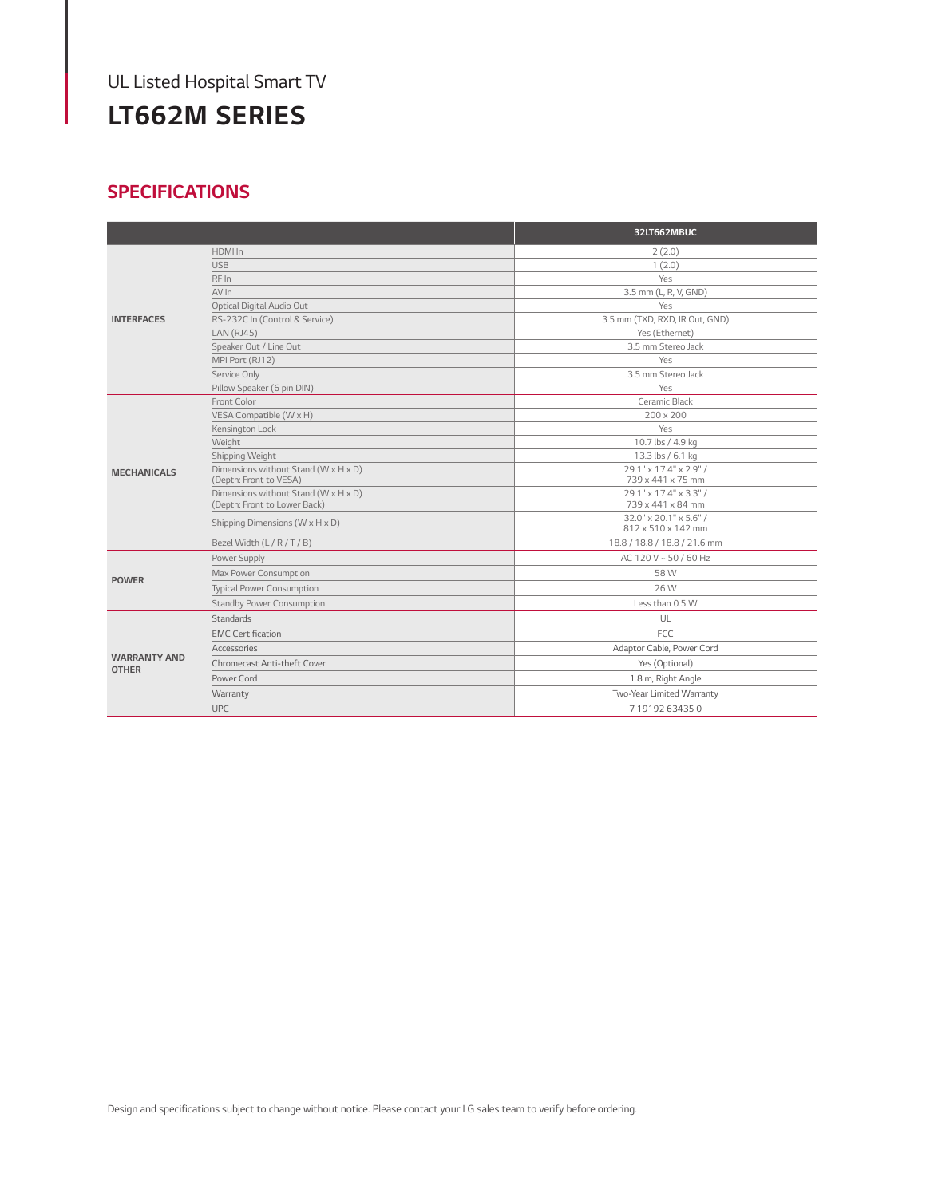UL Listed Hospital Smart TV

# LT662M SERIES

## SPECIFICATIONS

| | | 32LT662MBUC |
|---|---|---|
| **INTERFACES** | HDMI In | 2 (2.0) |
| | USB | 1 (2.0) |
| | RF In | Yes |
| | AV In | 3.5 mm (L, R, V, GND) |
| | Optical Digital Audio Out | Yes |
| | RS-232C In (Control & Service) | 3.5 mm (TXD, RXD, IR Out, GND) |
| | LAN (RJ45) | Yes (Ethernet) |
| | Speaker Out / Line Out | 3.5 mm Stereo Jack |
| | MPI Port (RJ12) | Yes |
| | Service Only | 3.5 mm Stereo Jack |
| | Pillow Speaker (6 pin DIN) | Yes |
| **MECHANICALS** | Front Color | Ceramic Black |
| | VESA Compatible (W x H) | 200 x 200 |
| | Kensington Lock | Yes |
| | Weight | 10.7 lbs / 4.9 kg |
| | Shipping Weight | 13.3 lbs / 6.1 kg |
| | Dimensions without Stand (W x H x D) (Depth: Front to VESA) | 29.1" x 17.4" x 2.9" / 739 x 441 x 75 mm |
| | Dimensions without Stand (W x H x D) (Depth: Front to Lower Back) | 29.1" x 17.4" x 3.3" / 739 x 441 x 84 mm |
| | Shipping Dimensions (W x H x D) | 32.0" x 20.1" x 5.6" / 812 x 510 x 142 mm |
| | Bezel Width (L / R / T / B) | 18.8 / 18.8 / 18.8 / 21.6 mm |
| **POWER** | Power Supply | AC 120 V ~ 50 / 60 Hz |
| | Max Power Consumption | 58 W |
| | Typical Power Consumption | 26 W |
| | Standby Power Consumption | Less than 0.5 W |
| **WARRANTY AND OTHER** | Standards | UL |
| | EMC Certification | FCC |
| | Accessories | Adaptor Cable, Power Cord |
| | Chromecast Anti-theft Cover | Yes (Optional) |
| | Power Cord | 1.8 m, Right Angle |
| | Warranty | Two-Year Limited Warranty |
| | UPC | 7 19192 63435 0 |

Design and specifications subject to change without notice. Please contact your LG sales team to verify before ordering.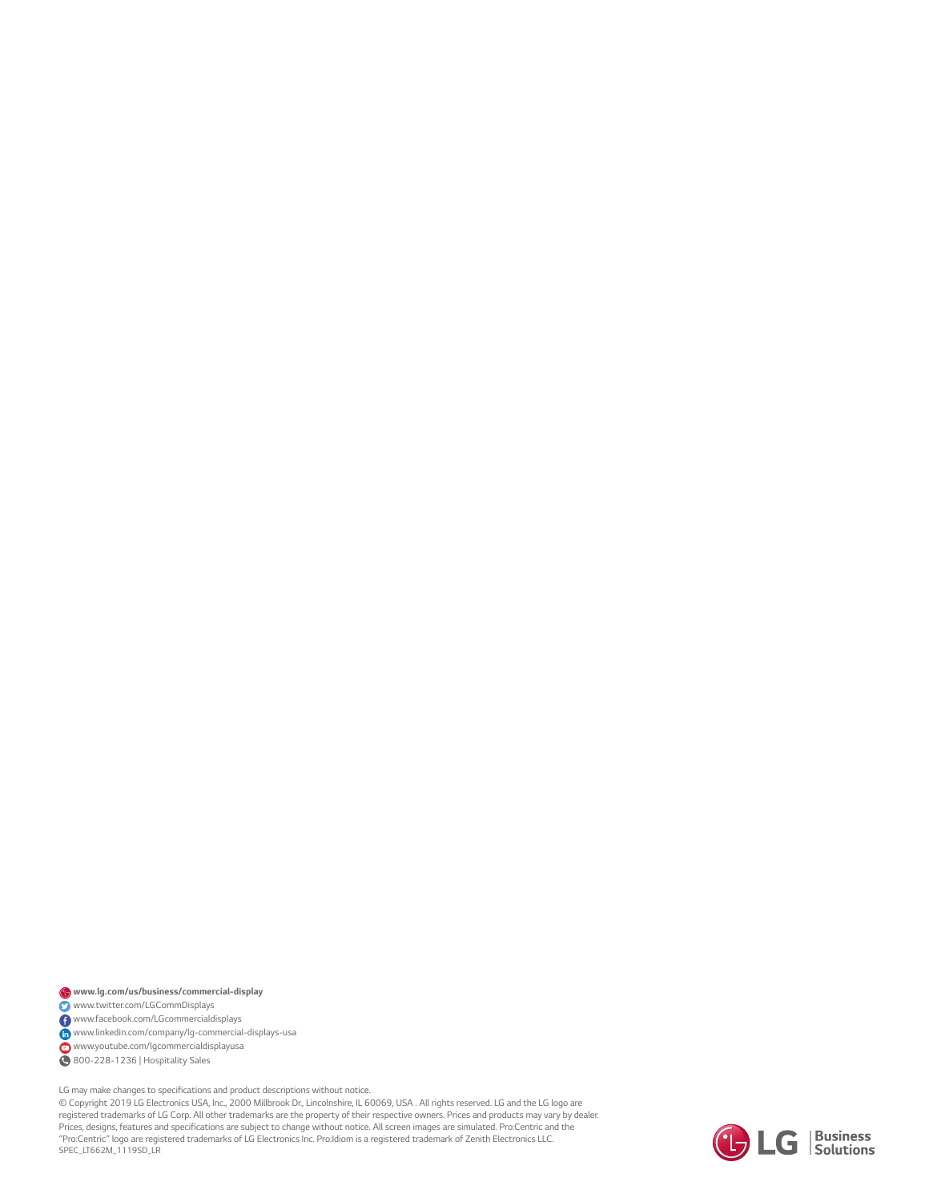**www.lg.com/us/business/commercial-display**
www.twitter.com/LGCommDisplays
www.facebook.com/LGcommercialdisplays
www.linkedin.com/company/lg-commercial-displays-usa
www.youtube.com/lgcommercialdisplayusa
800-228-1236 | Hospitality Sales

LG may make changes to specifications and product descriptions without notice.
© Copyright 2019 LG Electronics USA, Inc., 2000 Millbrook Dr., Lincolnshire, IL 60069, USA . All rights reserved. LG and the LG logo are registered trademarks of LG Corp. All other trademarks are the property of their respective owners. Prices and products may vary by dealer. Prices, designs, features and specifications are subject to change without notice. All screen images are simulated. Pro:Centric and the "Pro:Centric" logo are registered trademarks of LG Electronics Inc. Pro:Idiom is a registered trademark of Zenith Electronics LLC.
SPEC_LT662M_1119SD_LR

LG | Business Solutions